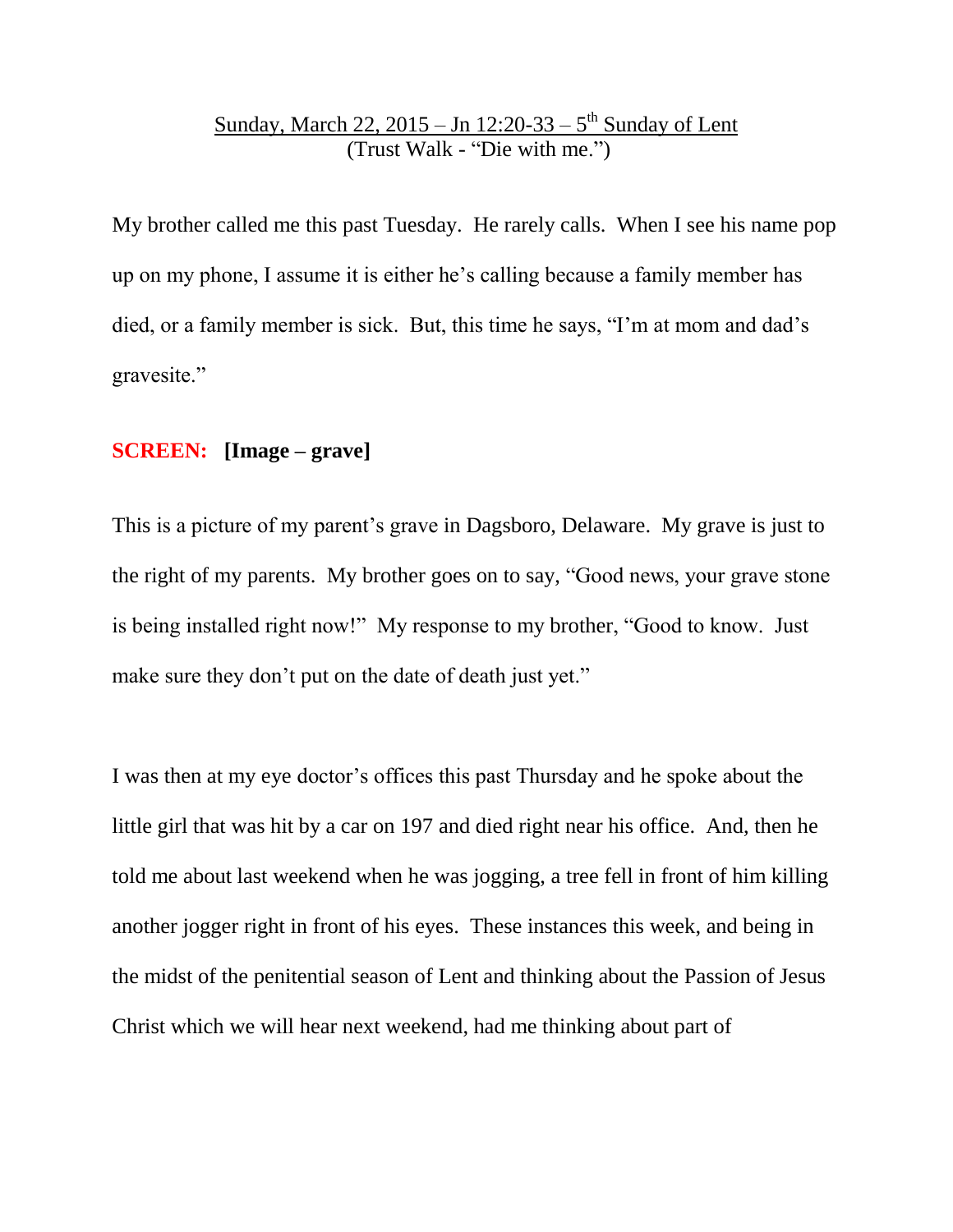<u>Sunday, March 22, 2015 – Jn 12:20-33 – 5th Sunday of Lent</u>
(Trust Walk - "Die with me.")

My brother called me this past Tuesday. He rarely calls. When I see his name pop up on my phone, I assume it is either he's calling because a family member has died, or a family member is sick. But, this time he says, "I'm at mom and dad's gravesite."

**SCREEN: [Image – grave]**

This is a picture of my parent's grave in Dagsboro, Delaware. My grave is just to the right of my parents. My brother goes on to say, "Good news, your grave stone is being installed right now!" My response to my brother, "Good to know. Just make sure they don't put on the date of death just yet."

I was then at my eye doctor's offices this past Thursday and he spoke about the little girl that was hit by a car on 197 and died right near his office. And, then he told me about last weekend when he was jogging, a tree fell in front of him killing another jogger right in front of his eyes. These instances this week, and being in the midst of the penitential season of Lent and thinking about the Passion of Jesus Christ which we will hear next weekend, had me thinking about part of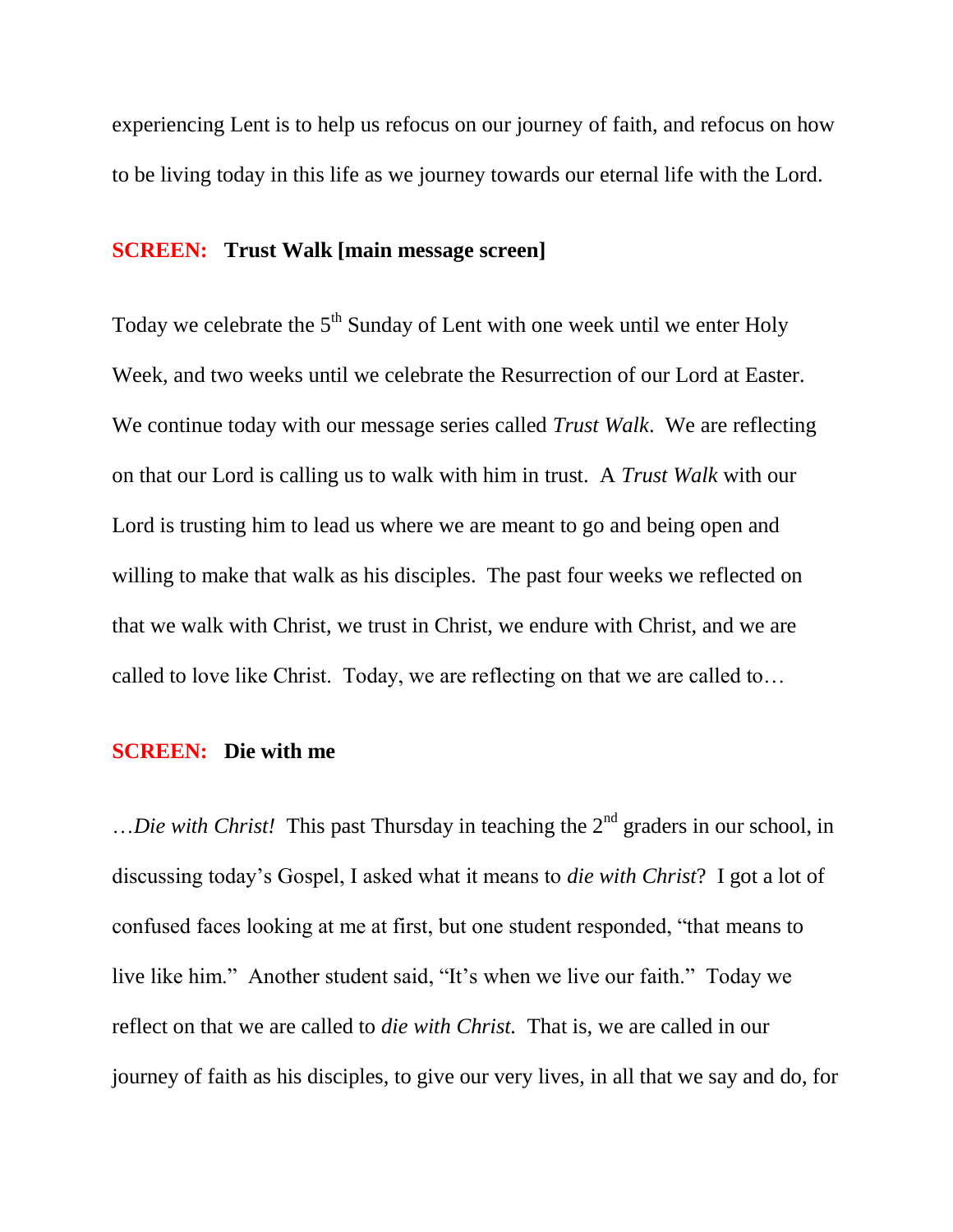experiencing Lent is to help us refocus on our journey of faith, and refocus on how to be living today in this life as we journey towards our eternal life with the Lord.

**SCREEN: Trust Walk [main message screen]**

Today we celebrate the 5th Sunday of Lent with one week until we enter Holy Week, and two weeks until we celebrate the Resurrection of our Lord at Easter. We continue today with our message series called *Trust Walk*. We are reflecting on that our Lord is calling us to walk with him in trust. A *Trust Walk* with our Lord is trusting him to lead us where we are meant to go and being open and willing to make that walk as his disciples. The past four weeks we reflected on that we walk with Christ, we trust in Christ, we endure with Christ, and we are called to love like Christ. Today, we are reflecting on that we are called to…

**SCREEN: Die with me**

…*Die with Christ!* This past Thursday in teaching the 2nd graders in our school, in discussing today's Gospel, I asked what it means to *die with Christ*? I got a lot of confused faces looking at me at first, but one student responded, "that means to live like him." Another student said, "It's when we live our faith." Today we reflect on that we are called to *die with Christ.* That is, we are called in our journey of faith as his disciples, to give our very lives, in all that we say and do, for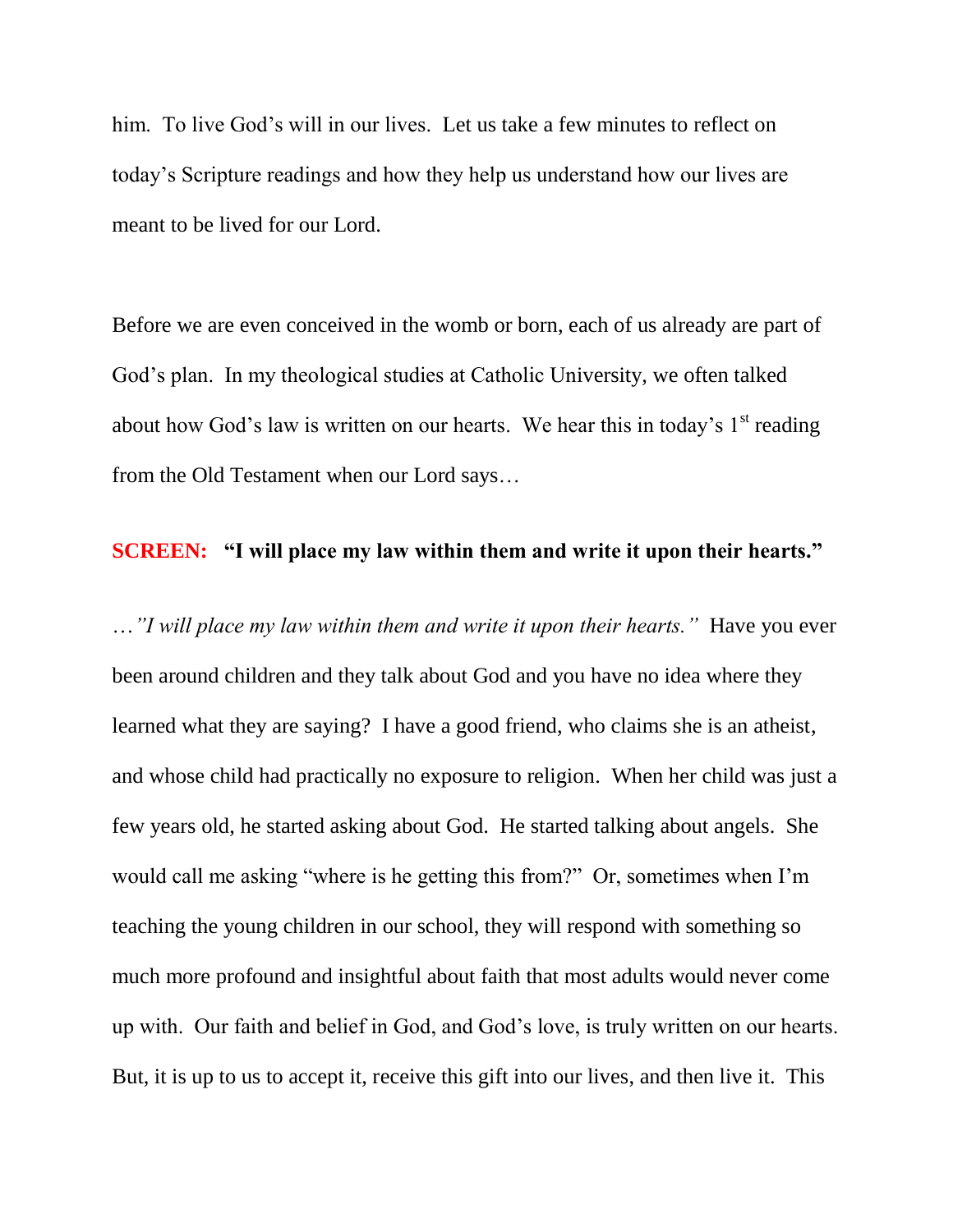him. To live God's will in our lives. Let us take a few minutes to reflect on today's Scripture readings and how they help us understand how our lives are meant to be lived for our Lord.

Before we are even conceived in the womb or born, each of us already are part of God's plan. In my theological studies at Catholic University, we often talked about how God's law is written on our hearts. We hear this in today's 1st reading from the Old Testament when our Lord says…

**SCREEN: "I will place my law within them and write it upon their hearts."**

…*"I will place my law within them and write it upon their hearts."* Have you ever been around children and they talk about God and you have no idea where they learned what they are saying? I have a good friend, who claims she is an atheist, and whose child had practically no exposure to religion. When her child was just a few years old, he started asking about God. He started talking about angels. She would call me asking "where is he getting this from?" Or, sometimes when I'm teaching the young children in our school, they will respond with something so much more profound and insightful about faith that most adults would never come up with. Our faith and belief in God, and God's love, is truly written on our hearts. But, it is up to us to accept it, receive this gift into our lives, and then live it. This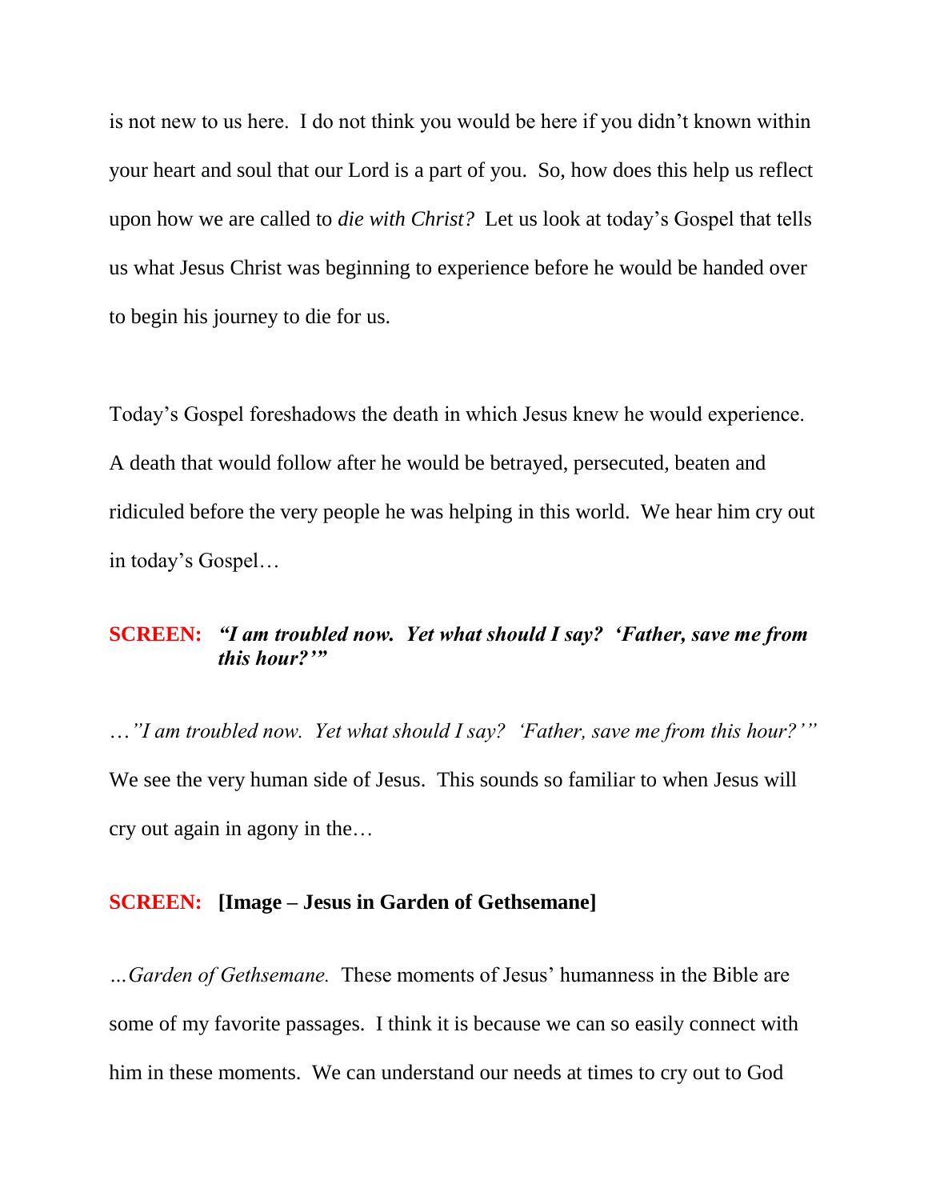is not new to us here. I do not think you would be here if you didn't known within your heart and soul that our Lord is a part of you. So, how does this help us reflect upon how we are called to *die with Christ?* Let us look at today's Gospel that tells us what Jesus Christ was beginning to experience before he would be handed over to begin his journey to die for us.

Today's Gospel foreshadows the death in which Jesus knew he would experience. A death that would follow after he would be betrayed, persecuted, beaten and ridiculed before the very people he was helping in this world. We hear him cry out in today's Gospel…

**SCREEN:** ***"I am troubled now. Yet what should I say? 'Father, save me from this hour?'"***

*…"I am troubled now. Yet what should I say? 'Father, save me from this hour?'"* We see the very human side of Jesus. This sounds so familiar to when Jesus will cry out again in agony in the…

**SCREEN: [Image – Jesus in Garden of Gethsemane]**

*…Garden of Gethsemane.* These moments of Jesus' humanness in the Bible are some of my favorite passages. I think it is because we can so easily connect with him in these moments. We can understand our needs at times to cry out to God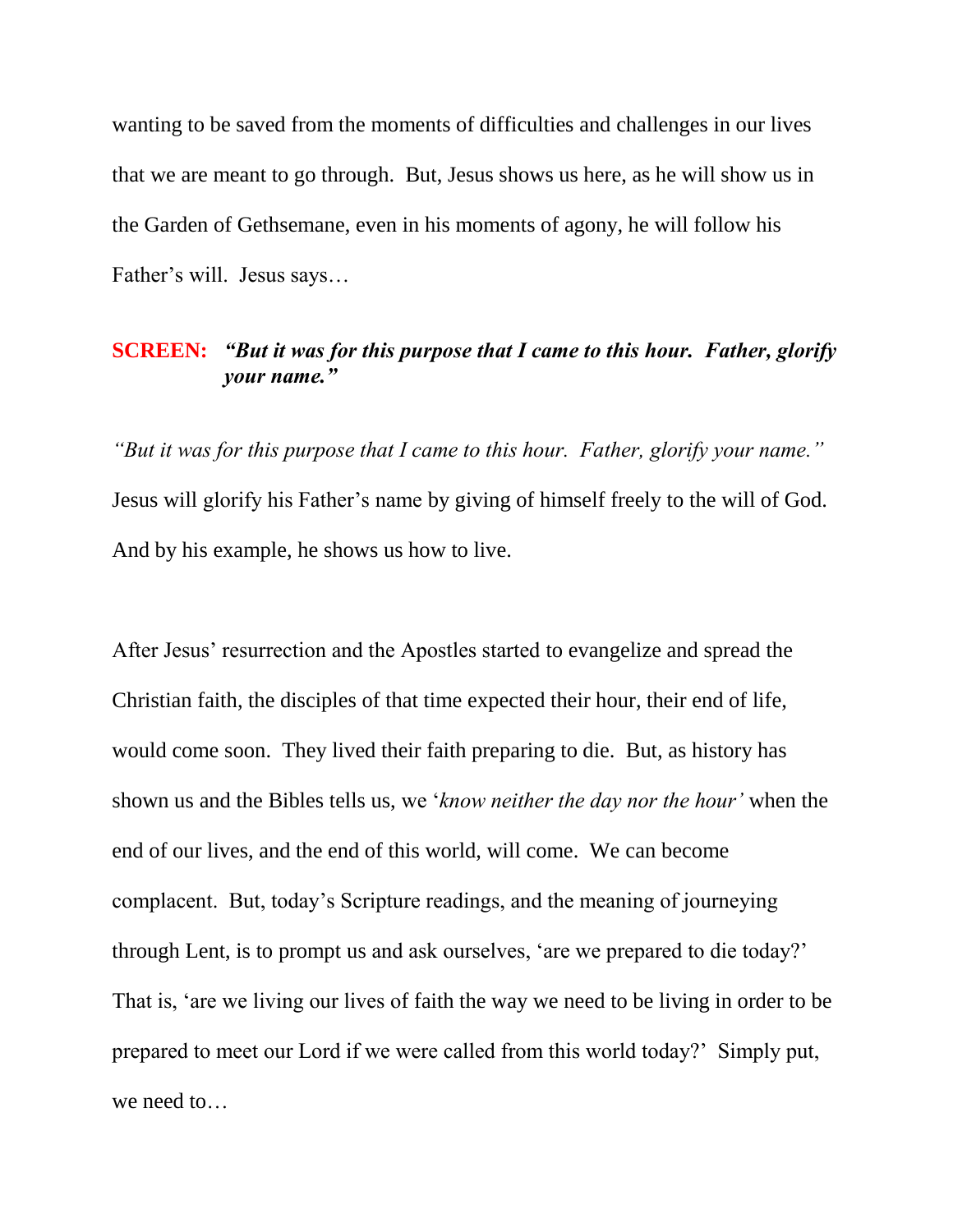wanting to be saved from the moments of difficulties and challenges in our lives that we are meant to go through. But, Jesus shows us here, as he will show us in the Garden of Gethsemane, even in his moments of agony, he will follow his Father's will. Jesus says…

**SCREEN:** ***"But it was for this purpose that I came to this hour. Father, glorify your name."***

*"But it was for this purpose that I came to this hour. Father, glorify your name."* Jesus will glorify his Father's name by giving of himself freely to the will of God. And by his example, he shows us how to live.

After Jesus' resurrection and the Apostles started to evangelize and spread the Christian faith, the disciples of that time expected their hour, their end of life, would come soon. They lived their faith preparing to die. But, as history has shown us and the Bibles tells us, we '*know neither the day nor the hour'* when the end of our lives, and the end of this world, will come. We can become complacent. But, today's Scripture readings, and the meaning of journeying through Lent, is to prompt us and ask ourselves, 'are we prepared to die today?' That is, 'are we living our lives of faith the way we need to be living in order to be prepared to meet our Lord if we were called from this world today?' Simply put, we need to…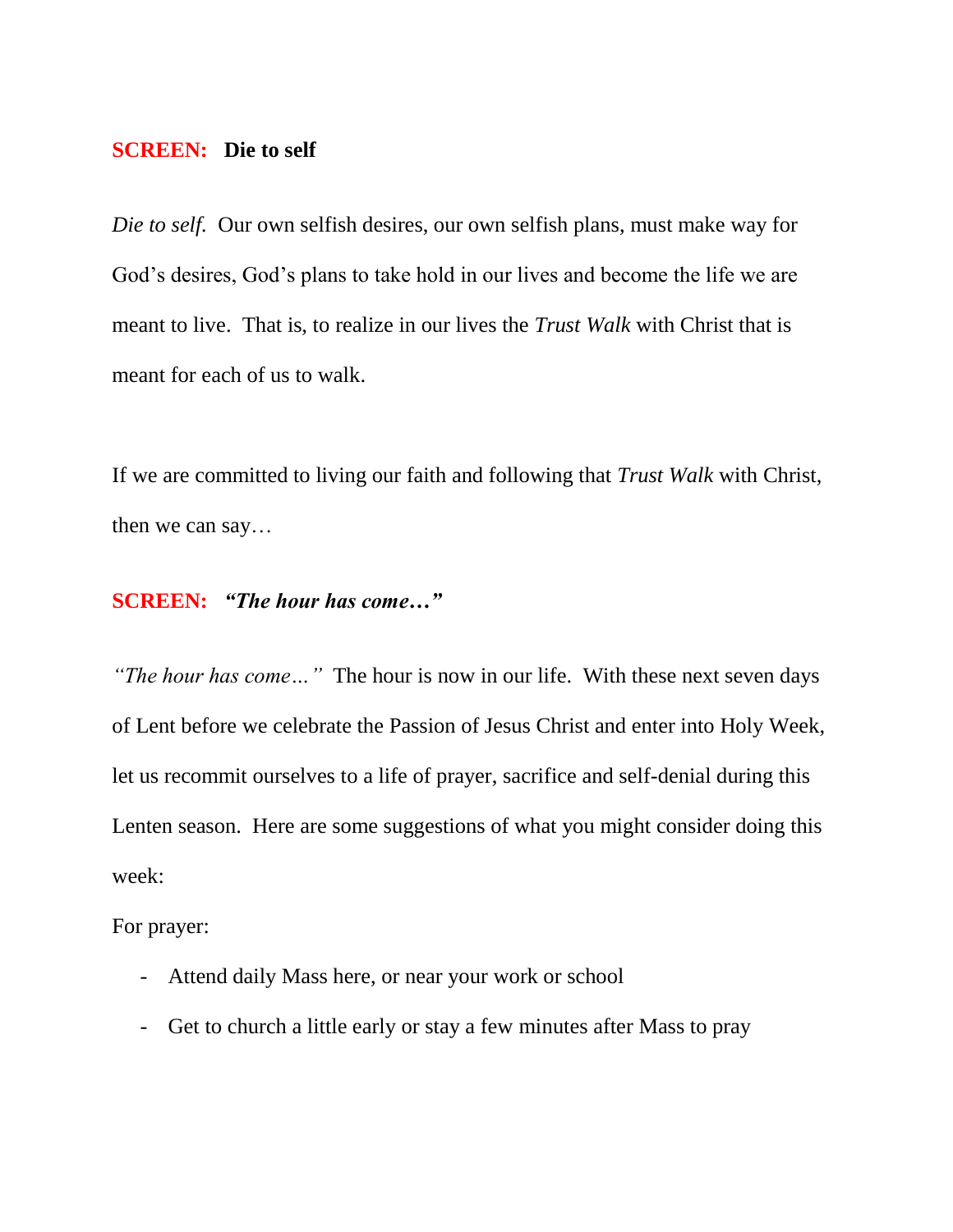**SCREEN: Die to self**

*Die to self.* Our own selfish desires, our own selfish plans, must make way for God's desires, God's plans to take hold in our lives and become the life we are meant to live. That is, to realize in our lives the *Trust Walk* with Christ that is meant for each of us to walk.

If we are committed to living our faith and following that *Trust Walk* with Christ, then we can say…

**SCREEN: *"The hour has come…"***

*"The hour has come…"* The hour is now in our life. With these next seven days of Lent before we celebrate the Passion of Jesus Christ and enter into Holy Week, let us recommit ourselves to a life of prayer, sacrifice and self-denial during this Lenten season. Here are some suggestions of what you might consider doing this week:

For prayer:

- Attend daily Mass here, or near your work or school
- Get to church a little early or stay a few minutes after Mass to pray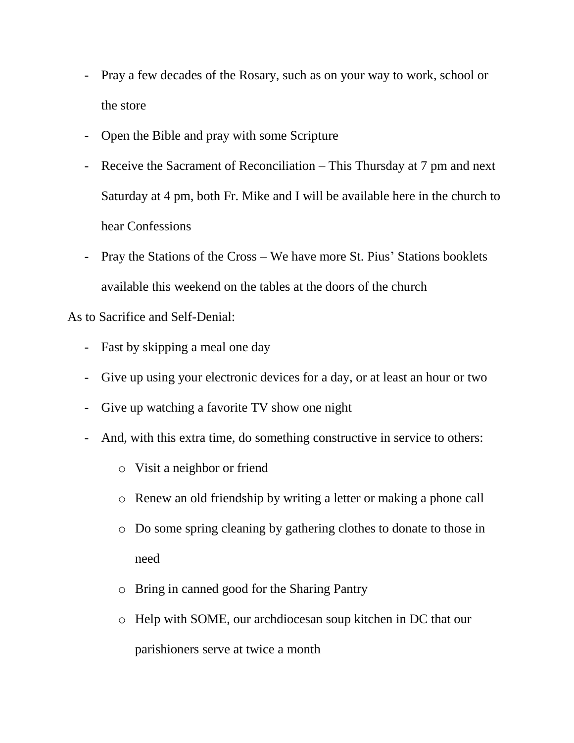- Pray a few decades of the Rosary, such as on your way to work, school or the store
- Open the Bible and pray with some Scripture
- Receive the Sacrament of Reconciliation – This Thursday at 7 pm and next Saturday at 4 pm, both Fr. Mike and I will be available here in the church to hear Confessions
- Pray the Stations of the Cross – We have more St. Pius' Stations booklets available this weekend on the tables at the doors of the church

As to Sacrifice and Self-Denial:

- Fast by skipping a meal one day
- Give up using your electronic devices for a day, or at least an hour or two
- Give up watching a favorite TV show one night
- And, with this extra time, do something constructive in service to others:
  - Visit a neighbor or friend
  - Renew an old friendship by writing a letter or making a phone call
  - Do some spring cleaning by gathering clothes to donate to those in need
  - Bring in canned good for the Sharing Pantry
  - Help with SOME, our archdiocesan soup kitchen in DC that our parishioners serve at twice a month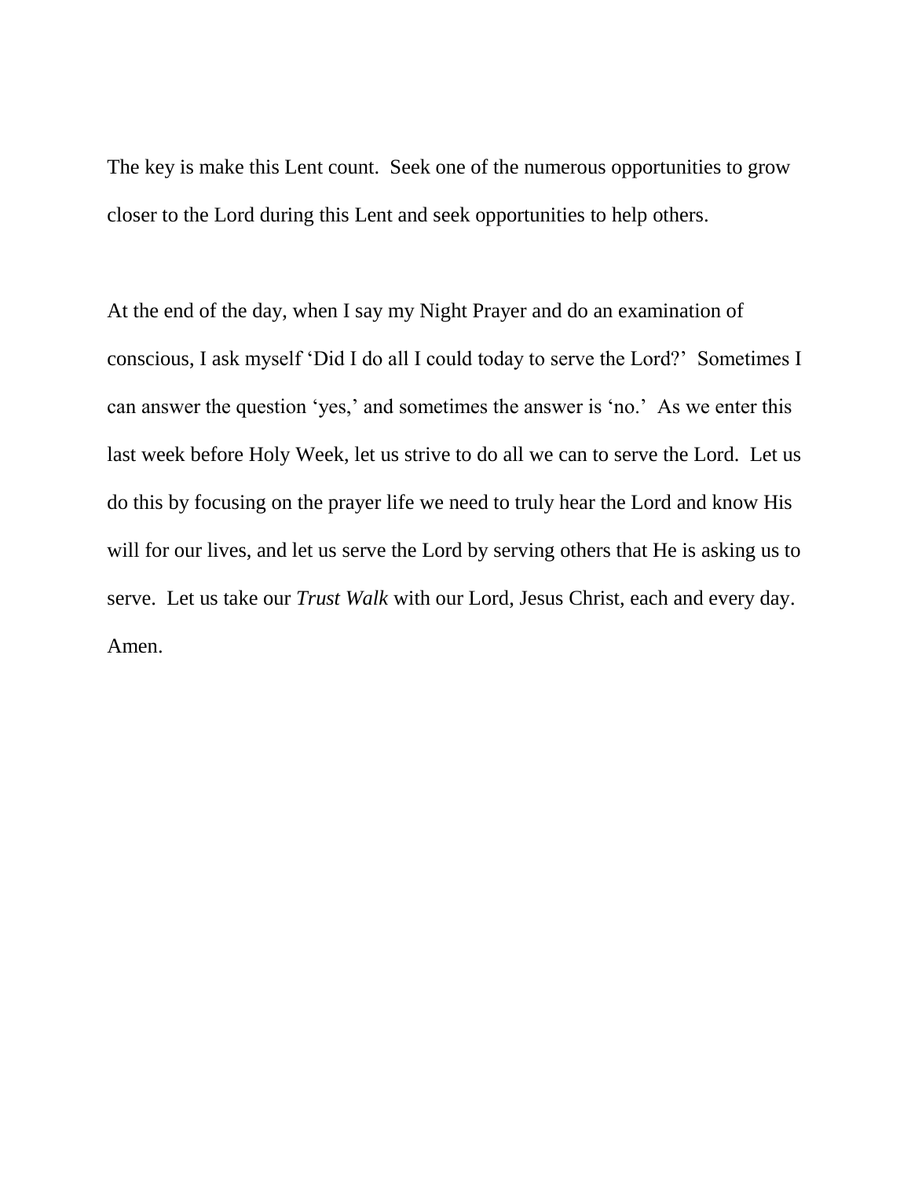The key is make this Lent count.  Seek one of the numerous opportunities to grow closer to the Lord during this Lent and seek opportunities to help others.

At the end of the day, when I say my Night Prayer and do an examination of conscious, I ask myself 'Did I do all I could today to serve the Lord?'  Sometimes I can answer the question 'yes,' and sometimes the answer is 'no.'  As we enter this last week before Holy Week, let us strive to do all we can to serve the Lord.  Let us do this by focusing on the prayer life we need to truly hear the Lord and know His will for our lives, and let us serve the Lord by serving others that He is asking us to serve.  Let us take our *Trust Walk* with our Lord, Jesus Christ, each and every day. Amen.